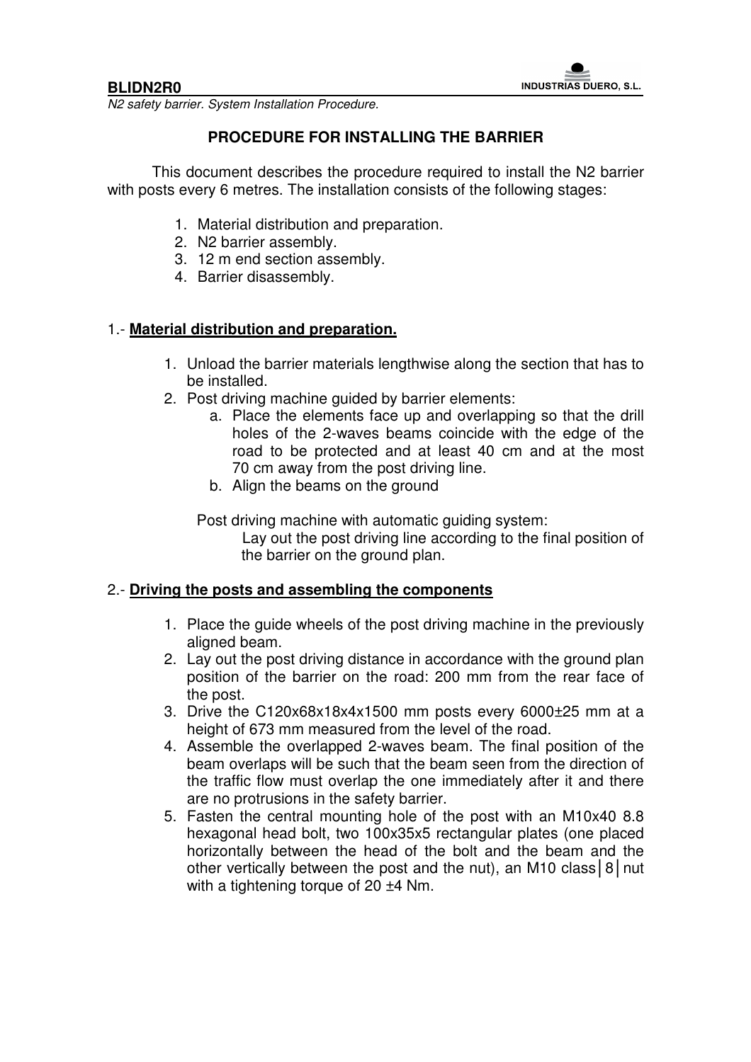## PROCEDURE FOR INSTALLING THE BARRIER

This document describes the procedure required to install the N2 barrier with posts every 6 metres. The installation consists of the following stages:

1. Material distribution and preparation.
2. N2 barrier assembly.
3. 12 m end section assembly.
4. Barrier disassembly.

### 1.- <u>**Material distribution and preparation.**</u>

1. Unload the barrier materials lengthwise along the section that has to be installed.
2. Post driving machine guided by barrier elements:
   a. Place the elements face up and overlapping so that the drill holes of the 2-waves beams coincide with the edge of the road to be protected and at least 40 cm and at the most 70 cm away from the post driving line.
   b. Align the beams on the ground

   Post driving machine with automatic guiding system:
   
   Lay out the post driving line according to the final position of the barrier on the ground plan.

### 2.- <u>**Driving the posts and assembling the components**</u>

1. Place the guide wheels of the post driving machine in the previously aligned beam.
2. Lay out the post driving distance in accordance with the ground plan position of the barrier on the road: 200 mm from the rear face of the post.
3. Drive the C120x68x18x4x1500 mm posts every 6000±25 mm at a height of 673 mm measured from the level of the road.
4. Assemble the overlapped 2-waves beam. The final position of the beam overlaps will be such that the beam seen from the direction of the traffic flow must overlap the one immediately after it and there are no protrusions in the safety barrier.
5. Fasten the central mounting hole of the post with an M10x40 8.8 hexagonal head bolt, two 100x35x5 rectangular plates (one placed horizontally between the head of the bolt and the beam and the other vertically between the post and the nut), an M10 class│8│nut with a tightening torque of 20 ±4 Nm.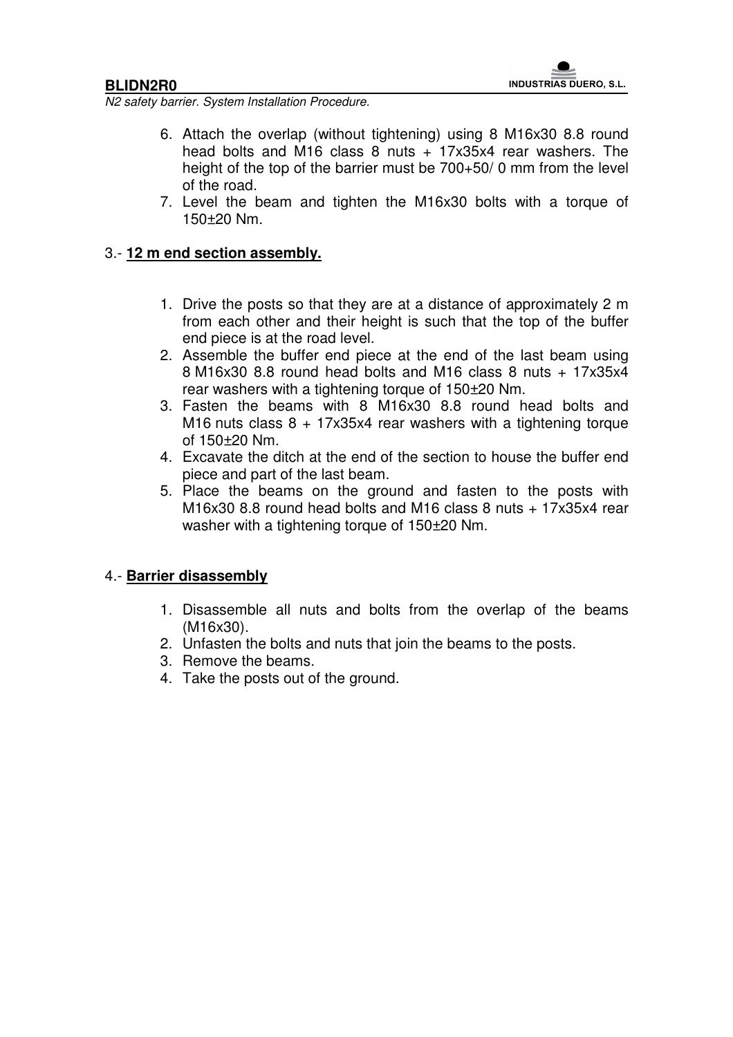6. Attach the overlap (without tightening) using 8 M16x30 8.8 round head bolts and M16 class 8 nuts + 17x35x4 rear washers. The height of the top of the barrier must be 700+50/ 0 mm from the level of the road.
7. Level the beam and tighten the M16x30 bolts with a torque of 150±20 Nm.

3.- **<u>12 m end section assembly.</u>**

1. Drive the posts so that they are at a distance of approximately 2 m from each other and their height is such that the top of the buffer end piece is at the road level.
2. Assemble the buffer end piece at the end of the last beam using 8 M16x30 8.8 round head bolts and M16 class 8 nuts + 17x35x4 rear washers with a tightening torque of 150±20 Nm.
3. Fasten the beams with 8 M16x30 8.8 round head bolts and M16 nuts class 8 + 17x35x4 rear washers with a tightening torque of 150±20 Nm.
4. Excavate the ditch at the end of the section to house the buffer end piece and part of the last beam.
5. Place the beams on the ground and fasten to the posts with M16x30 8.8 round head bolts and M16 class 8 nuts + 17x35x4 rear washer with a tightening torque of 150±20 Nm.

4.- **<u>Barrier disassembly</u>**

1. Disassemble all nuts and bolts from the overlap of the beams (M16x30).
2. Unfasten the bolts and nuts that join the beams to the posts.
3. Remove the beams.
4. Take the posts out of the ground.